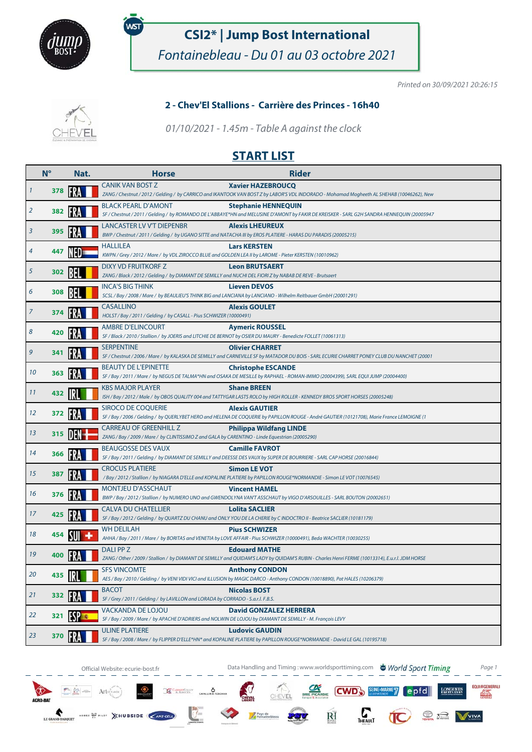# CSI2* | Jump Bost International

*Fontainebleau - Du 01 au 03 octobre 2021*

Printed on 30/09/2021 20:26:15

## 2 - Chev'El Stallions - Carrière des Princes - 16h40

*01/10/2021 - 1.45m - Table A against the clock*

## START LIST

| | N° | Nat. | Horse | Rider |
|---|---|---|---|---|
| 1 | 378 | FRA | CANIK VAN BOST Z<br>*ZANG / Chestnut / 2012 / Gelding / by CARRICO and IKANTOOK VAN BOST Z by LABOR'S VDL INDORADO - Mohamad Mogheeth AL SHEHAB (10046262), New* | **Xavier HAZEBROUCQ** |
| 2 | 382 | FRA | BLACK PEARL D'AMONT<br>*SF / Chestnut / 2011 / Gelding / by ROMANDO DE L'ABBAYE*HN and MELUSINE D'AMONT by FAKIR DE KREISKER - SARL G2H SANDRA HENNEQUIN (20005947* | **Stephanie HENNEQUIN** |
| 3 | 395 | FRA | LANCASTER LV V'T DIEPENBR<br>*BWP / Chestnut / 2011 / Gelding / by UGANO SITTE and NATACHA III by EROS PLATIERE - HARAS DU PARADIS (20005215)* | **Alexis LHEUREUX** |
| 4 | 447 | NED | HALLILEA<br>*KWPN / Grey / 2012 / Mare / by VDL ZIROCCO BLUE and GOLDEN LEA II by LAROME - Pieter KERSTEN (10010962)* | **Lars KERSTEN** |
| 5 | 302 | BEL | DIXY VD FRUITKORF Z<br>*ZANG / Black / 2012 / Gelding / by DIAMANT DE SEMILLY and NUCHI DEL FIORI Z by NABAB DE REVE - Brutsaert* | **Leon BRUTSAERT** |
| 6 | 308 | BEL | INCA'S BIG THINK<br>*SCSL / Bay / 2008 / Mare / by BEAULIEU'S THINK BIG and LANCIANA by LANCIANO - Wilhelm Reitbauer GmbH (20001291)* | **Lieven DEVOS** |
| 7 | 374 | FRA | CASALLINO<br>*HOLST / Bay / 2011 / Gelding / by CASALL - Pius SCHWIZER (10000491)* | **Alexis GOULET** |
| 8 | 420 | FRA | AMBRE D'ELINCOURT<br>*SF / Black / 2010 / Stallion / by JOERIS and LITCHIE DE BERNOT by OSIER DU MAURY - Benedicte FOLLET (10061313)* | **Aymeric ROUSSEL** |
| 9 | 341 | FRA | SERPENTINE<br>*SF / Chestnut / 2006 / Mare / by KALASKA DE SEMILLY and CARNEVILLE SF by MATADOR DU BOIS - SARL ECURIE CHARRET PONEY CLUB DU NANCHET (20001* | **Olivier CHARRET** |
| 10 | 363 | FRA | BEAUTY DE L'EPINETTE<br>*SF / Bay / 2011 / Mare / by NEGUS DE TALMA*HN and OSAKA DE MESILLE by RAPHAEL - ROMAN-IMMO (20004399), SARL EQUI JUMP (20004400)* | **Christophe ESCANDE** |
| 11 | 432 | IRL | KBS MAJOR PLAYER<br>*ISH / Bay / 2012 / Male / by OBOS QUALITY 004 and TATTYGAR LASTS ROLO by HIGH ROLLER - KENNEDY BROS SPORT HORSES (20005248)* | **Shane BREEN** |
| 12 | 372 | FRA | SIROCO DE COQUERIE<br>*SF / Bay / 2006 / Gelding / by QUERLYBET HERO and HELENA DE COQUERIE by PAPILLON ROUGE - André GAUTIER (10121708), Marie France LEMOIGNE (1* | **Alexis GAUTIER** |
| 13 | 315 | DEN | CARREAU OF GREENHILL Z<br>*ZANG / Bay / 2009 / Mare / by CLINTISSIMO Z and GALA by CARENTINO - Linde Equestrian (20005290)* | **Philippa Wildfang LINDE** |
| 14 | 366 | FRA | BEAUGOSSE DES VAUX<br>*SF / Bay / 2011 / Gelding / by DIAMANT DE SEMILLY and DEESSE DES VAUX by SUPER DE BOURRIERE - SARL CAP HORSE (20016844)* | **Camille FAVROT** |
| 15 | 387 | FRA | CROCUS PLATIERE<br>*/ Bay / 2012 / Stallion / by NIAGARA D'ELLE and KOPALINE PLATIERE by PAPILLON ROUGE*NORMANDIE - Simon LE VOT (10076545)* | **Simon LE VOT** |
| 16 | 376 | FRA | MONTJEU D'ASSCHAUT<br>*BWP / Bay / 2012 / Stallion / by NUMERO UNO and GWENDOLYNA VAN'T ASSCHAUT by VIGO D'ARSOUILLES - SARL BOUTON (20002651)* | **Vincent HAMEL** |
| 17 | 425 | FRA | CALVA DU CHATELLIER<br>*SF / Bay / 2012 / Gelding / by QUARTZ DU CHANU and ONLY YOU DE LA CHERIE by C INDOCTRO II - Beatrice SACLIER (10181179)* | **Lolita SACLIER** |
| 18 | 454 | SUI | WH DELILAH<br>*AHHA / Bay / 2011 / Mare / by BORITAS and VENETIA by LOVE AFFAIR - Pius SCHWIZER (10000491), Beda WACHTER (10030255)* | **Pius SCHWIZER** |
| 19 | 400 | FRA | DALI PP Z<br>*ZANG / Other / 2009 / Stallion / by DIAMANT DE SEMILLY and QUIDAM'S LADY by QUIDAM'S RUBIN - Charles Henri FERME (10013314), E.u.r.l. JDM HORSE* | **Edouard MATHE** |
| 20 | 435 | IRL | SFS VINCOMTE<br>*AES / Bay / 2010 / Gelding / by VENI VIDI VICI and ILLUSION by MAGIC DARCO - Anthony CONDON (10018890), Pat HALES (10206379)* | **Anthony CONDON** |
| 21 | 332 | FRA | BACOT<br>*SF / Grey / 2011 / Gelding / by LAVILLON and LORADA by CORRADO - S.a.r.l. F.B.S.* | **Nicolas BOST** |
| 22 | 321 | ESP | VACKANDA DE LOJOU<br>*SF / Bay / 2009 / Mare / by APACHE D'ADRIERS and NOLWIN DE LOJOU by DIAMANT DE SEMILLY - M. François LEVY* | **David GONZALEZ HERRERA** |
| 23 | 370 | FRA | ULINE PLATIERE<br>*SF / Bay / 2008 / Mare / by FLIPPER D'ELLE*HN* and KOPALINE PLATIERE by PAPILLON ROUGE*NORMANDIE - David LE GAL (10195718)* | **Ludovic GAUDIN** |

Official Website: ecurie-bost.fr

Data Handling and Timing : www.worldsporttiming.com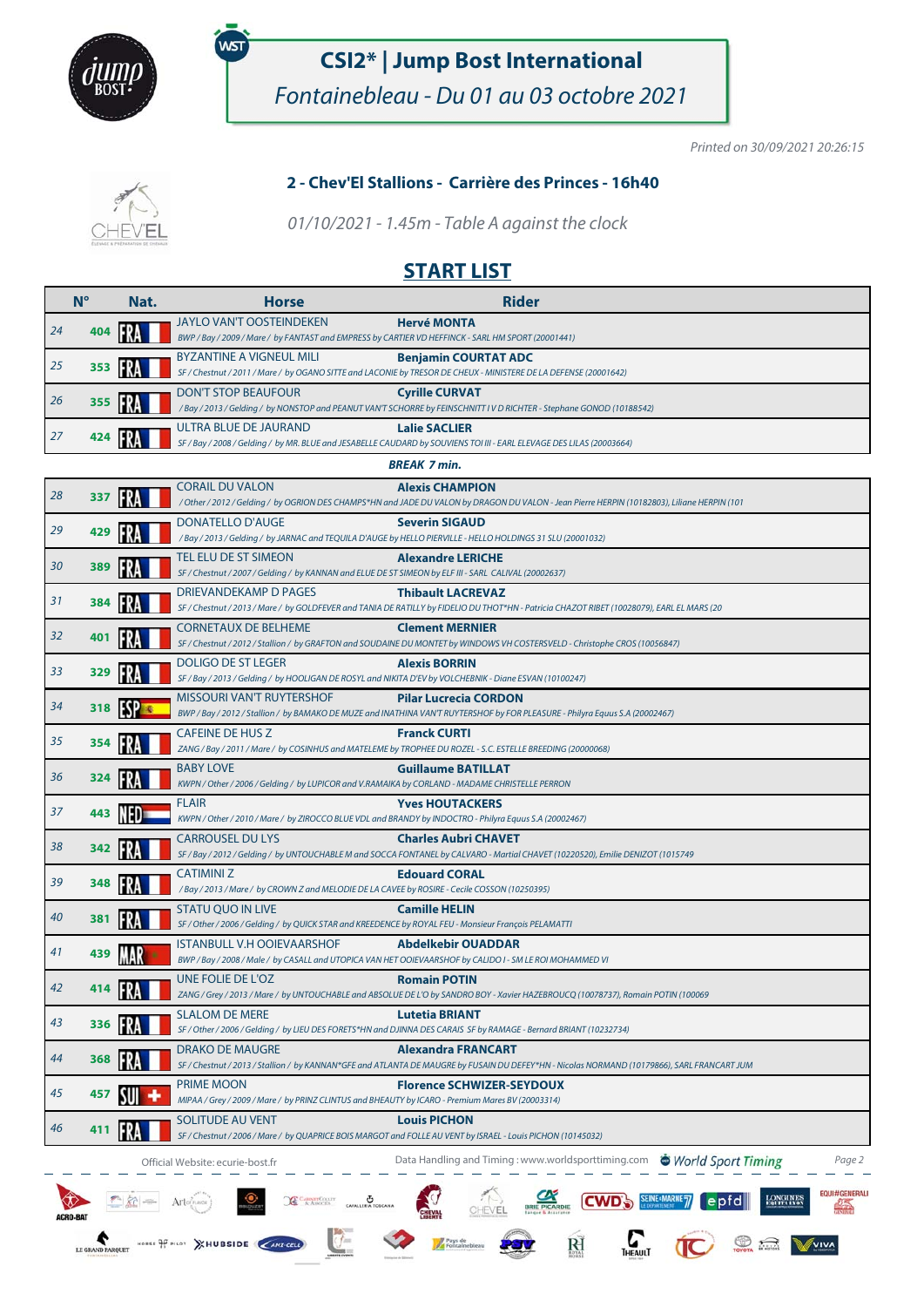# CSI2* | Jump Bost International

*Fontainebleau - Du 01 au 03 octobre 2021*

*Printed on 30/09/2021 20:26:15*

## 2 - Chev'El Stallions - Carrière des Princes - 16h40

*01/10/2021 - 1.45m - Table A against the clock*

## START LIST

| | N° | Nat. | Horse | Rider |
|---|---|---|---|---|
| 24 | 404 | FRA | JAYLO VAN'T OOSTEINDEKEN<br>*BWP / Bay / 2009 / Mare / by FANTAST and EMPRESS by CARTIER VD HEFFINCK - SARL HM SPORT (20001441)* | **Hervé MONTA** |
| 25 | 353 | FRA | BYZANTINE A VIGNEUL MILI<br>*SF / Chestnut / 2011 / Mare / by OGANO SITTE and LACONIE by TRESOR DE CHEUX - MINISTERE DE LA DEFENSE (20001642)* | **Benjamin COURTAT ADC** |
| 26 | 355 | FRA | DON'T STOP BEAUFOUR<br>*/ Bay / 2013 / Gelding / by NONSTOP and PEANUT VAN'T SCHORRE by FEINSCHNITT I V D RICHTER - Stephane GONOD (10188542)* | **Cyrille CURVAT** |
| 27 | 424 | FRA | ULTRA BLUE DE JAURAND<br>*SF / Bay / 2008 / Gelding / by MR. BLUE and JESABELLE CAUDARD by SOUVIENS TOI III - EARL ELEVAGE DES LILAS (20003664)* | **Lalie SACLIER** |
| | | | ***BREAK 7 min.*** | |
| 28 | 337 | FRA | CORAIL DU VALON<br>*/ Other / 2012 / Gelding / by OGRION DES CHAMPS*HN and JADE DU VALON by DRAGON DU VALON - Jean Pierre HERPIN (10182803), Liliane HERPIN (101* | **Alexis CHAMPION** |
| 29 | 429 | FRA | DONATELLO D'AUGE<br>*/ Bay / 2013 / Gelding / by JARNAC and TEQUILA D'AUGE by HELLO PIERVILLE - HELLO HOLDINGS 31 SLU (20001032)* | **Severin SIGAUD** |
| 30 | 389 | FRA | TEL ELU DE ST SIMEON<br>*SF / Chestnut / 2007 / Gelding / by KANNAN and ELUE DE ST SIMEON by ELF III - SARL CALIVAL (20002637)* | **Alexandre LERICHE** |
| 31 | 384 | FRA | DRIEVANDEKAMP D PAGES<br>*SF / Chestnut / 2013 / Mare / by GOLDFEVER and TANIA DE RATILLY by FIDELIO DU THOT*HN - Patricia CHAZOT RIBET (10028079), EARL EL MARS (20* | **Thibault LACREVAZ** |
| 32 | 401 | FRA | CORNETAUX DE BELHEME<br>*SF / Chestnut / 2012 / Stallion / by GRAFTON and SOUDAINE DU MONTET by WINDOWS VH COSTERSVELD - Christophe CROS (10056847)* | **Clement MERNIER** |
| 33 | 329 | FRA | DOLIGO DE ST LEGER<br>*SF / Bay / 2013 / Gelding / by HOOLIGAN DE ROSYL and NIKITA D'EV by VOLCHEBNIK - Diane ESVAN (10100247)* | **Alexis BORRIN** |
| 34 | 318 | ESP | MISSOURI VAN'T RUYTERSHOF<br>*BWP / Bay / 2012 / Stallion / by BAMAKO DE MUZE and INATHINA VAN'T RUYTERSHOF by FOR PLEASURE - Philyra Equus S.A (20002467)* | **Pilar Lucrecia CORDON** |
| 35 | 354 | FRA | CAFEINE DE HUS Z<br>*ZANG / Bay / 2011 / Mare / by COSINHUS and MATELEME by TROPHEE DU ROZEL - S.C. ESTELLE BREEDING (20000068)* | **Franck CURTI** |
| 36 | 324 | FRA | BABY LOVE<br>*KWPN / Other / 2006 / Gelding / by LUPICOR and V.RAMAIKA by CORLAND - MADAME CHRISTELLE PERRON* | **Guillaume BATILLAT** |
| 37 | 443 | NED | FLAIR<br>*KWPN / Other / 2010 / Mare / by ZIROCCO BLUE VDL and BRANDY by INDOCTRO - Philyra Equus S.A (20002467)* | **Yves HOUTACKERS** |
| 38 | 342 | FRA | CARROUSEL DU LYS<br>*SF / Bay / 2012 / Gelding / by UNTOUCHABLE M and SOCCA FONTANEL by CALVARO - Martial CHAVET (10220520), Emilie DENIZOT (1015749* | **Charles Aubri CHAVET** |
| 39 | 348 | FRA | CATIMINI Z<br>*/ Bay / 2013 / Mare / by CROWN Z and MELODIE DE LA CAVEE by ROSIRE - Cecile COSSON (10250395)* | **Edouard CORAL** |
| 40 | 381 | FRA | STATU QUO IN LIVE<br>*SF / Other / 2006 / Gelding / by QUICK STAR and KREEDENCE by ROYAL FEU - Monsieur François PELAMATTI* | **Camille HELIN** |
| 41 | 439 | MAR | ISTANBULL V.H OOIEVAARSHOF<br>*BWP / Bay / 2008 / Male / by CASALL and UTOPICA VAN HET OOIEVAARSHOF by CALIDO I - SM LE ROI MOHAMMED VI* | **Abdelkebir OUADDAR** |
| 42 | 414 | FRA | UNE FOLIE DE L'OZ<br>*ZANG / Grey / 2013 / Mare / by UNTOUCHABLE and ABSOLUE DE L'O by SANDRO BOY - Xavier HAZEBROUCQ (10078737), Romain POTIN (100069* | **Romain POTIN** |
| 43 | 336 | FRA | SLALOM DE MERE<br>*SF / Other / 2006 / Gelding / by LIEU DES FORETS*HN and DJINNA DES CARAIS SF by RAMAGE - Bernard BRIANT (10232734)* | **Lutetia BRIANT** |
| 44 | 368 | FRA | DRAKO DE MAUGRE<br>*SF / Chestnut / 2013 / Stallion / by KANNAN*GFE and ATLANTA DE MAUGRE by FUSAIN DU DEFEY*HN - Nicolas NORMAND (10179866), SARL FRANCART JUM* | **Alexandra FRANCART** |
| 45 | 457 | SUI | PRIME MOON<br>*MIPAA / Grey / 2009 / Mare / by PRINZ CLINTUS and BHEAUTY by ICARO - Premium Mares BV (20003314)* | **Florence SCHWIZER-SEYDOUX** |
| 46 | 411 | FRA | SOLITUDE AU VENT<br>*SF / Chestnut / 2006 / Mare / by QUAPRICE BOIS MARGOT and FOLLE AU VENT by ISRAEL - Louis PICHON (10145032)* | **Louis PICHON** |

Official Website: ecurie-bost.fr — Data Handling and Timing : www.worldsporttiming.com — World Sport Timing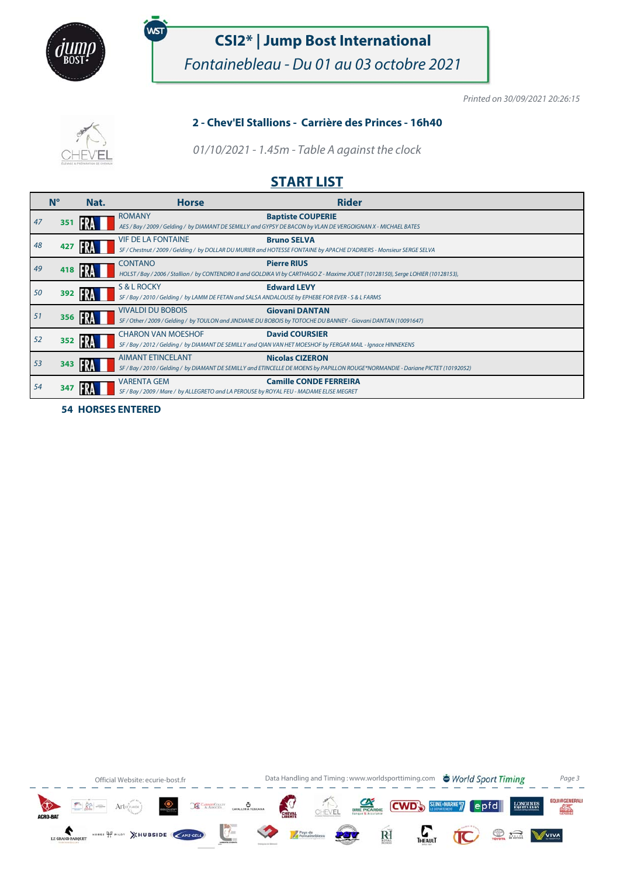# CSI2* | Jump Bost International

*Fontainebleau - Du 01 au 03 octobre 2021*

*Printed on 30/09/2021 20:26:15*

## 2 - Chev'El Stallions - Carrière des Princes - 16h40

*01/10/2021 - 1.45m - Table A against the clock*

## START LIST

| | N° | Nat. | Horse | Rider |
|---|---|---|---|---|
| 47 | 351 | FRA | ROMANY<br>*AES / Bay / 2009 / Gelding / by DIAMANT DE SEMILLY and GYPSY DE BACON by VLAN DE VERGOIGNAN X - MICHAEL BATES* | **Baptiste COUPERIE** |
| 48 | 427 | FRA | VIF DE LA FONTAINE<br>*SF / Chestnut / 2009 / Gelding / by DOLLAR DU MURIER and HOTESSE FONTAINE by APACHE D'ADRIERS - Monsieur SERGE SELVA* | **Bruno SELVA** |
| 49 | 418 | FRA | CONTANO<br>*HOLST / Bay / 2006 / Stallion / by CONTENDRO II and GOLDIKA VI by CARTHAGO Z - Maxime JOUET (10128150), Serge LOHIER (10128153),* | **Pierre RIUS** |
| 50 | 392 | FRA | S & L ROCKY<br>*SF / Bay / 2010 / Gelding / by LAMM DE FETAN and SALSA ANDALOUSE by EPHEBE FOR EVER - S & L FARMS* | **Edward LEVY** |
| 51 | 356 | FRA | VIVALDI DU BOBOIS<br>*SF / Other / 2009 / Gelding / by TOULON and JINDIANE DU BOBOIS by TOTOCHE DU BANNEY - Giovani DANTAN (10091647)* | **Giovani DANTAN** |
| 52 | 352 | FRA | CHARON VAN MOESHOF<br>*SF / Bay / 2012 / Gelding / by DIAMANT DE SEMILLY and QIAN VAN HET MOESHOF by FERGAR MAIL - Ignace HINNEKENS* | **David COURSIER** |
| 53 | 343 | FRA | AIMANT ETINCELANT<br>*SF / Bay / 2010 / Gelding / by DIAMANT DE SEMILLY and ETINCELLE DE MOENS by PAPILLON ROUGE*NORMANDIE - Dariane PICTET (10192052)* | **Nicolas CIZERON** |
| 54 | 347 | FRA | VARENTA GEM<br>*SF / Bay / 2009 / Mare / by ALLEGRETO and LA PEROUSE by ROYAL FEU - MADAME ELISE MEGRET* | **Camille CONDE FERREIRA** |

**54 HORSES ENTERED**

Official Website: ecurie-bost.fr

Data Handling and Timing : www.worldsporttiming.com World Sport Timing